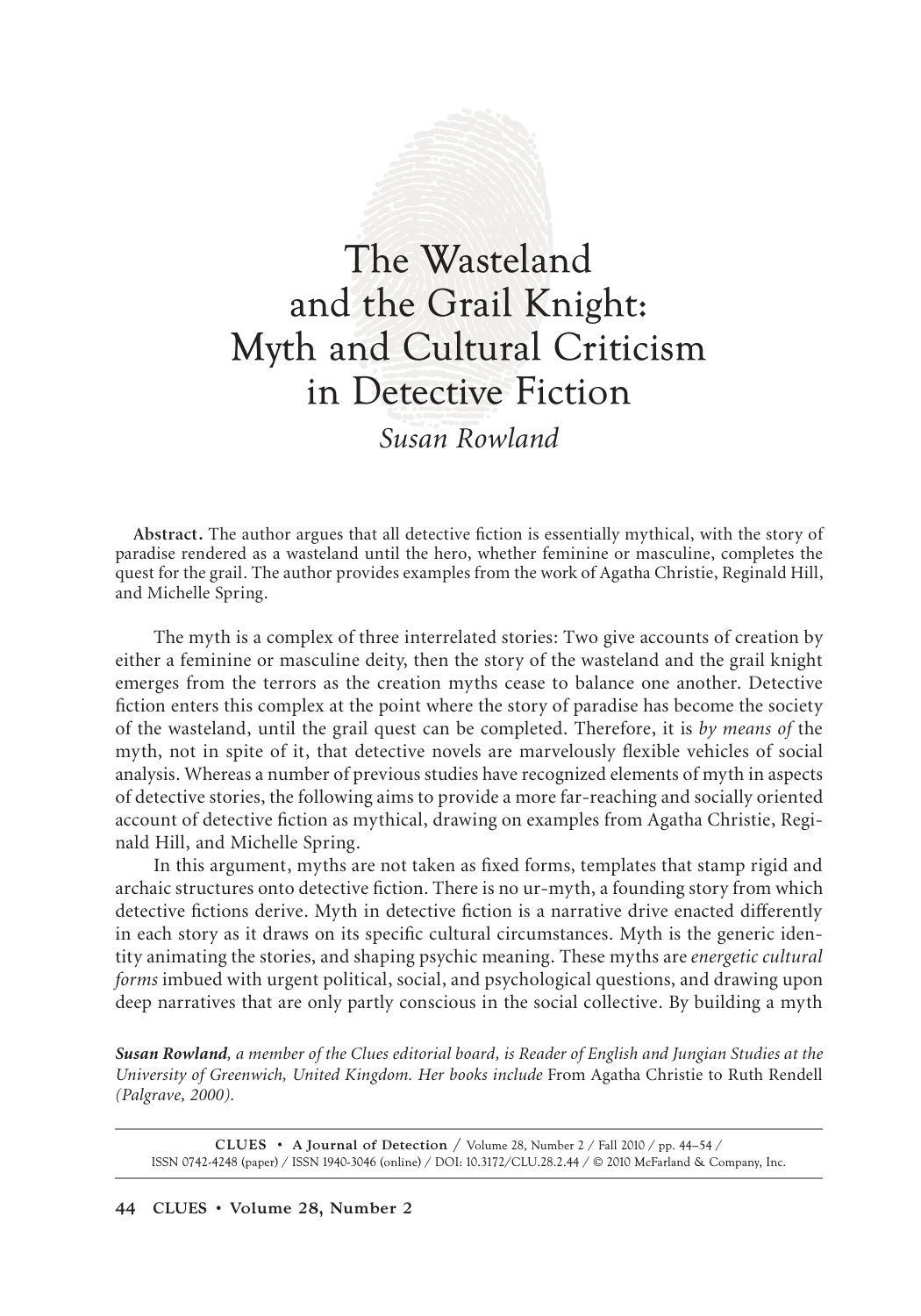# The Wasteland and the Grail Knight: Myth and Cultural Criticism in Detective Fiction

*Susan Rowland*

**Abstract.** The author argues that all detective fiction is essentially mythical, with the story of paradise rendered as a wasteland until the hero, whether feminine or masculine, completes the quest for the grail. The author provides examples from the work of Agatha Christie, Reginald Hill, and Michelle Spring.

The myth is a complex of three interrelated stories: Two give accounts of creation by either a feminine or masculine deity, then the story of the wasteland and the grail knight emerges from the terrors as the creation myths cease to balance one another. Detective fiction enters this complex at the point where the story of paradise has become the society of the wasteland, until the grail quest can be completed. Therefore, it is *by means of* the myth, not in spite of it, that detective novels are marvelously flexible vehicles of social analysis. Whereas a number of previous studies have recognized elements of myth in aspects of detective stories, the following aims to provide a more far-reaching and socially oriented account of detective fiction as mythical, drawing on examples from Agatha Christie, Reginald Hill, and Michelle Spring.

In this argument, myths are not taken as fixed forms, templates that stamp rigid and archaic structures onto detective fiction. There is no ur-myth, a founding story from which detective fictions derive. Myth in detective fiction is a narrative drive enacted differently in each story as it draws on its specific cultural circumstances. Myth is the generic identity animating the stories, and shaping psychic meaning. These myths are *energetic cultural forms* imbued with urgent political, social, and psychological questions, and drawing upon deep narratives that are only partly conscious in the social collective. By building a myth

***Susan Rowland**, a member of the Clues editorial board, is Reader of English and Jungian Studies at the University of Greenwich, United Kingdom. Her books include* From Agatha Christie to Ruth Rendell *(Palgrave, 2000).*

**CLUES** • **A Journal of Detection** / Volume 28, Number 2 / Fall 2010 / pp. 44–54 / ISSN 0742-4248 (paper) / ISSN 1940-3046 (online) / DOI: 10.3172/CLU.28.2.44 / © 2010 McFarland & Company, Inc.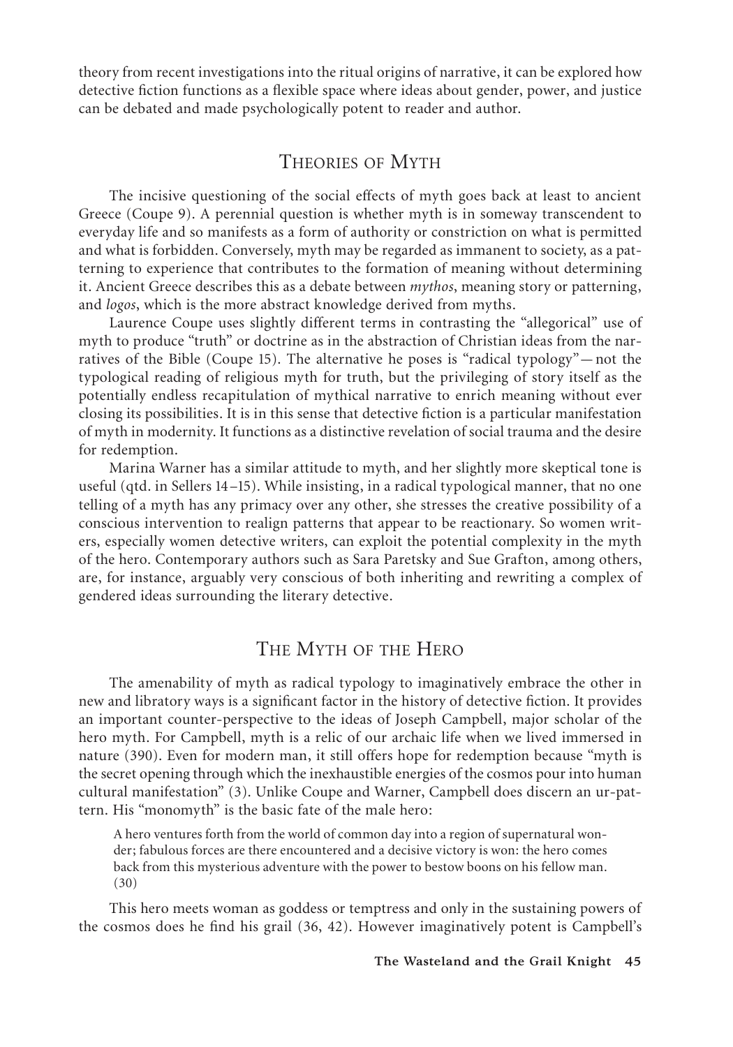theory from recent investigations into the ritual origins of narrative, it can be explored how detective fiction functions as a flexible space where ideas about gender, power, and justice can be debated and made psychologically potent to reader and author.

## Theories of Myth

The incisive questioning of the social effects of myth goes back at least to ancient Greece (Coupe 9). A perennial question is whether myth is in someway transcendent to everyday life and so manifests as a form of authority or constriction on what is permitted and what is forbidden. Conversely, myth may be regarded as immanent to society, as a patterning to experience that contributes to the formation of meaning without determining it. Ancient Greece describes this as a debate between *mythos*, meaning story or patterning, and *logos*, which is the more abstract knowledge derived from myths.

Laurence Coupe uses slightly different terms in contrasting the "allegorical" use of myth to produce "truth" or doctrine as in the abstraction of Christian ideas from the narratives of the Bible (Coupe 15). The alternative he poses is "radical typology"—not the typological reading of religious myth for truth, but the privileging of story itself as the potentially endless recapitulation of mythical narrative to enrich meaning without ever closing its possibilities. It is in this sense that detective fiction is a particular manifestation of myth in modernity. It functions as a distinctive revelation of social trauma and the desire for redemption.

Marina Warner has a similar attitude to myth, and her slightly more skeptical tone is useful (qtd. in Sellers 14–15). While insisting, in a radical typological manner, that no one telling of a myth has any primacy over any other, she stresses the creative possibility of a conscious intervention to realign patterns that appear to be reactionary. So women writers, especially women detective writers, can exploit the potential complexity in the myth of the hero. Contemporary authors such as Sara Paretsky and Sue Grafton, among others, are, for instance, arguably very conscious of both inheriting and rewriting a complex of gendered ideas surrounding the literary detective.

## The Myth of the Hero

The amenability of myth as radical typology to imaginatively embrace the other in new and libratory ways is a significant factor in the history of detective fiction. It provides an important counter-perspective to the ideas of Joseph Campbell, major scholar of the hero myth. For Campbell, myth is a relic of our archaic life when we lived immersed in nature (390). Even for modern man, it still offers hope for redemption because "myth is the secret opening through which the inexhaustible energies of the cosmos pour into human cultural manifestation" (3). Unlike Coupe and Warner, Campbell does discern an ur-pattern. His "monomyth" is the basic fate of the male hero:

> A hero ventures forth from the world of common day into a region of supernatural wonder; fabulous forces are there encountered and a decisive victory is won: the hero comes back from this mysterious adventure with the power to bestow boons on his fellow man. (30)

This hero meets woman as goddess or temptress and only in the sustaining powers of the cosmos does he find his grail (36, 42). However imaginatively potent is Campbell's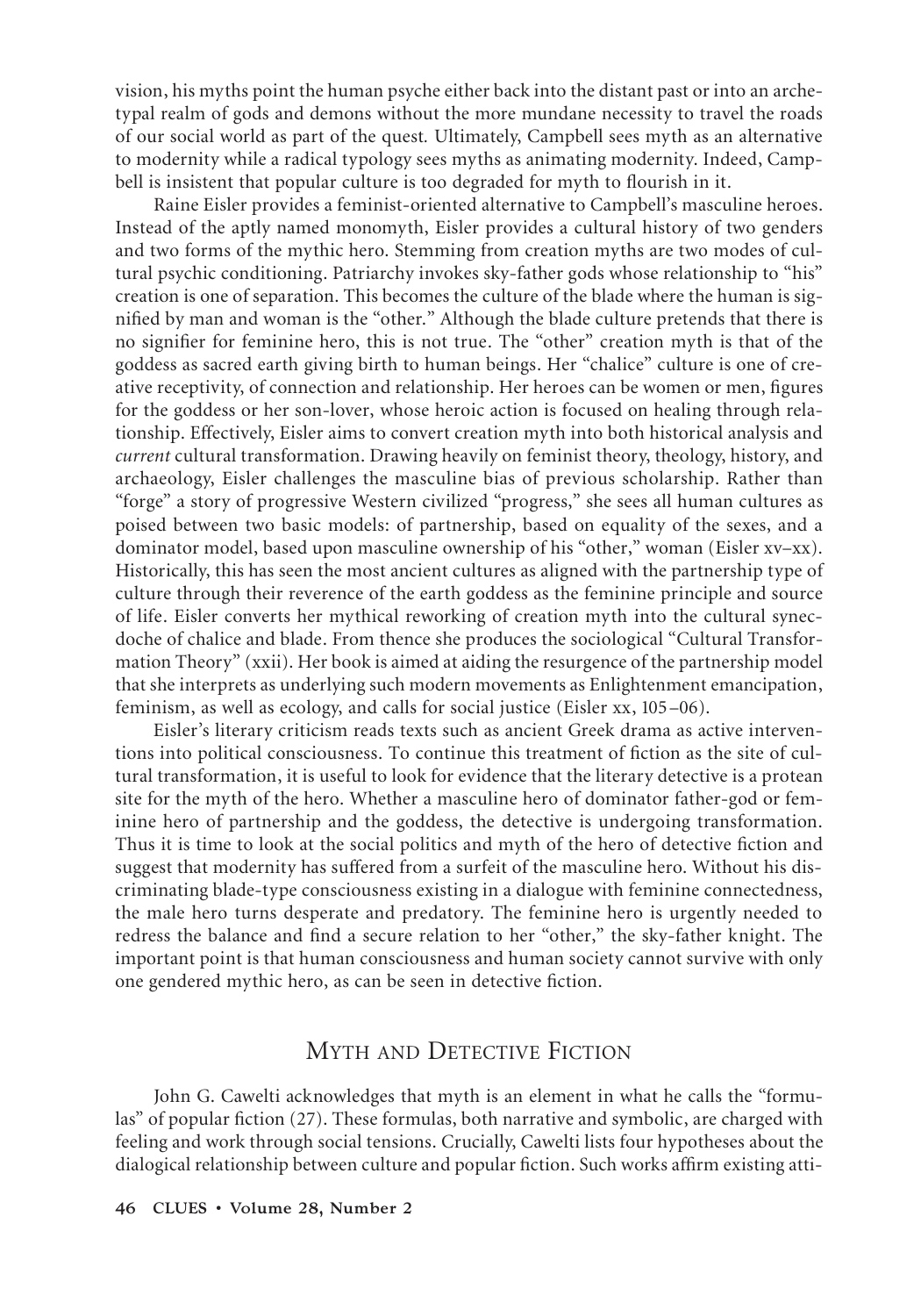vision, his myths point the human psyche either back into the distant past or into an archetypal realm of gods and demons without the more mundane necessity to travel the roads of our social world as part of the quest. Ultimately, Campbell sees myth as an alternative to modernity while a radical typology sees myths as animating modernity. Indeed, Campbell is insistent that popular culture is too degraded for myth to flourish in it.

Raine Eisler provides a feminist-oriented alternative to Campbell's masculine heroes. Instead of the aptly named monomyth, Eisler provides a cultural history of two genders and two forms of the mythic hero. Stemming from creation myths are two modes of cultural psychic conditioning. Patriarchy invokes sky-father gods whose relationship to "his" creation is one of separation. This becomes the culture of the blade where the human is signified by man and woman is the "other." Although the blade culture pretends that there is no signifier for feminine hero, this is not true. The "other" creation myth is that of the goddess as sacred earth giving birth to human beings. Her "chalice" culture is one of creative receptivity, of connection and relationship. Her heroes can be women or men, figures for the goddess or her son-lover, whose heroic action is focused on healing through relationship. Effectively, Eisler aims to convert creation myth into both historical analysis and *current* cultural transformation. Drawing heavily on feminist theory, theology, history, and archaeology, Eisler challenges the masculine bias of previous scholarship. Rather than "forge" a story of progressive Western civilized "progress," she sees all human cultures as poised between two basic models: of partnership, based on equality of the sexes, and a dominator model, based upon masculine ownership of his "other," woman (Eisler xv–xx). Historically, this has seen the most ancient cultures as aligned with the partnership type of culture through their reverence of the earth goddess as the feminine principle and source of life. Eisler converts her mythical reworking of creation myth into the cultural synecdoche of chalice and blade. From thence she produces the sociological "Cultural Transformation Theory" (xxii). Her book is aimed at aiding the resurgence of the partnership model that she interprets as underlying such modern movements as Enlightenment emancipation, feminism, as well as ecology, and calls for social justice (Eisler xx, 105–06).

Eisler's literary criticism reads texts such as ancient Greek drama as active interventions into political consciousness. To continue this treatment of fiction as the site of cultural transformation, it is useful to look for evidence that the literary detective is a protean site for the myth of the hero. Whether a masculine hero of dominator father-god or feminine hero of partnership and the goddess, the detective is undergoing transformation. Thus it is time to look at the social politics and myth of the hero of detective fiction and suggest that modernity has suffered from a surfeit of the masculine hero. Without his discriminating blade-type consciousness existing in a dialogue with feminine connectedness, the male hero turns desperate and predatory. The feminine hero is urgently needed to redress the balance and find a secure relation to her "other," the sky-father knight. The important point is that human consciousness and human society cannot survive with only one gendered mythic hero, as can be seen in detective fiction.

## Myth and Detective Fiction

John G. Cawelti acknowledges that myth is an element in what he calls the "formulas" of popular fiction (27). These formulas, both narrative and symbolic, are charged with feeling and work through social tensions. Crucially, Cawelti lists four hypotheses about the dialogical relationship between culture and popular fiction. Such works affirm existing atti-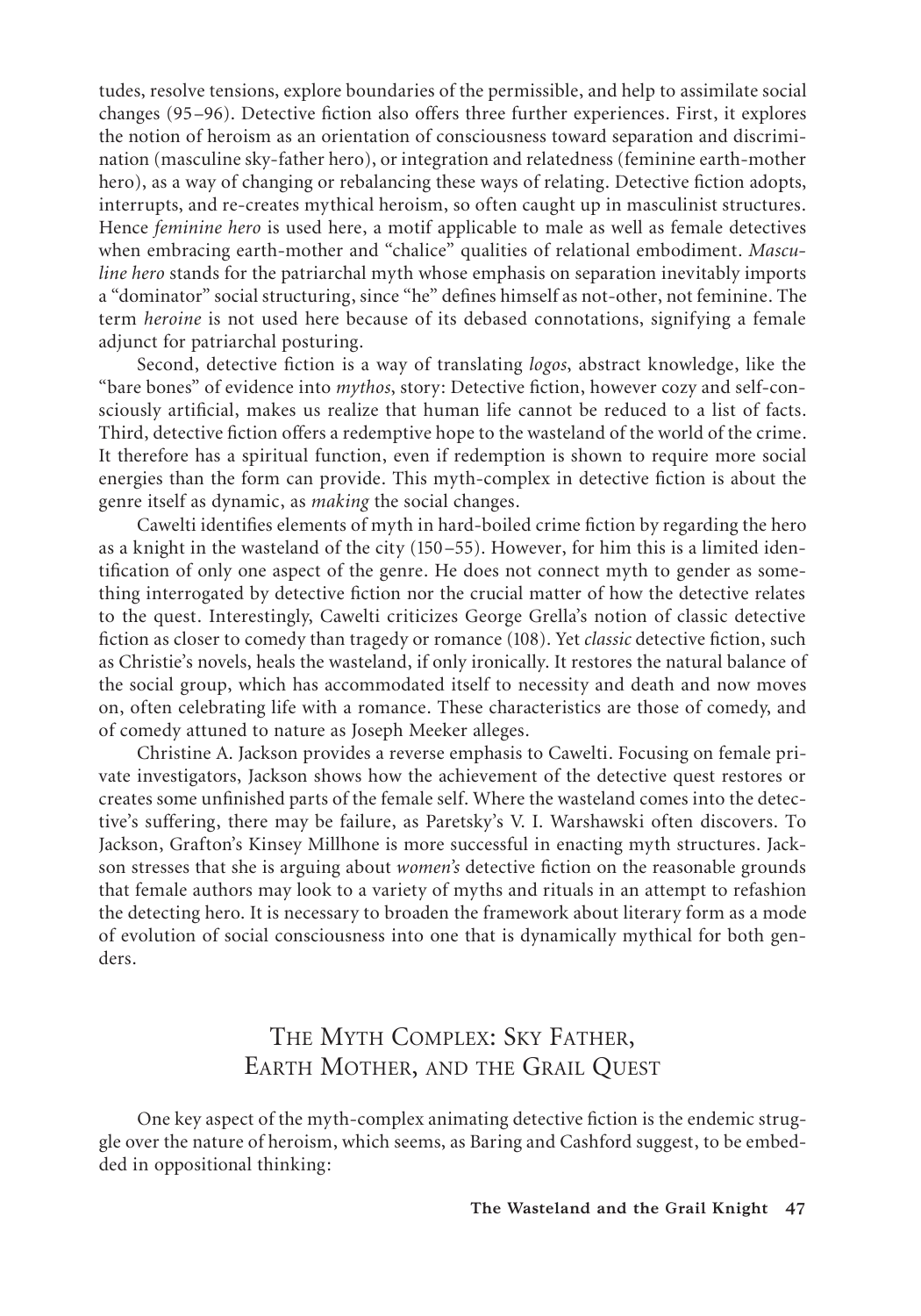tudes, resolve tensions, explore boundaries of the permissible, and help to assimilate social changes (95–96). Detective fiction also offers three further experiences. First, it explores the notion of heroism as an orientation of consciousness toward separation and discrimination (masculine sky-father hero), or integration and relatedness (feminine earth-mother hero), as a way of changing or rebalancing these ways of relating. Detective fiction adopts, interrupts, and re-creates mythical heroism, so often caught up in masculinist structures. Hence *feminine hero* is used here, a motif applicable to male as well as female detectives when embracing earth-mother and "chalice" qualities of relational embodiment. *Masculine hero* stands for the patriarchal myth whose emphasis on separation inevitably imports a "dominator" social structuring, since "he" defines himself as not-other, not feminine. The term *heroine* is not used here because of its debased connotations, signifying a female adjunct for patriarchal posturing.

Second, detective fiction is a way of translating *logos*, abstract knowledge, like the "bare bones" of evidence into *mythos*, story: Detective fiction, however cozy and self-consciously artificial, makes us realize that human life cannot be reduced to a list of facts. Third, detective fiction offers a redemptive hope to the wasteland of the world of the crime. It therefore has a spiritual function, even if redemption is shown to require more social energies than the form can provide. This myth-complex in detective fiction is about the genre itself as dynamic, as *making* the social changes.

Cawelti identifies elements of myth in hard-boiled crime fiction by regarding the hero as a knight in the wasteland of the city (150–55). However, for him this is a limited identification of only one aspect of the genre. He does not connect myth to gender as something interrogated by detective fiction nor the crucial matter of how the detective relates to the quest. Interestingly, Cawelti criticizes George Grella's notion of classic detective fiction as closer to comedy than tragedy or romance (108). Yet *classic* detective fiction, such as Christie's novels, heals the wasteland, if only ironically. It restores the natural balance of the social group, which has accommodated itself to necessity and death and now moves on, often celebrating life with a romance. These characteristics are those of comedy, and of comedy attuned to nature as Joseph Meeker alleges.

Christine A. Jackson provides a reverse emphasis to Cawelti. Focusing on female private investigators, Jackson shows how the achievement of the detective quest restores or creates some unfinished parts of the female self. Where the wasteland comes into the detective's suffering, there may be failure, as Paretsky's V. I. Warshawski often discovers. To Jackson, Grafton's Kinsey Millhone is more successful in enacting myth structures. Jackson stresses that she is arguing about *women's* detective fiction on the reasonable grounds that female authors may look to a variety of myths and rituals in an attempt to refashion the detecting hero. It is necessary to broaden the framework about literary form as a mode of evolution of social consciousness into one that is dynamically mythical for both genders.

## The Myth Complex: Sky Father, Earth Mother, and the Grail Quest

One key aspect of the myth-complex animating detective fiction is the endemic struggle over the nature of heroism, which seems, as Baring and Cashford suggest, to be embedded in oppositional thinking: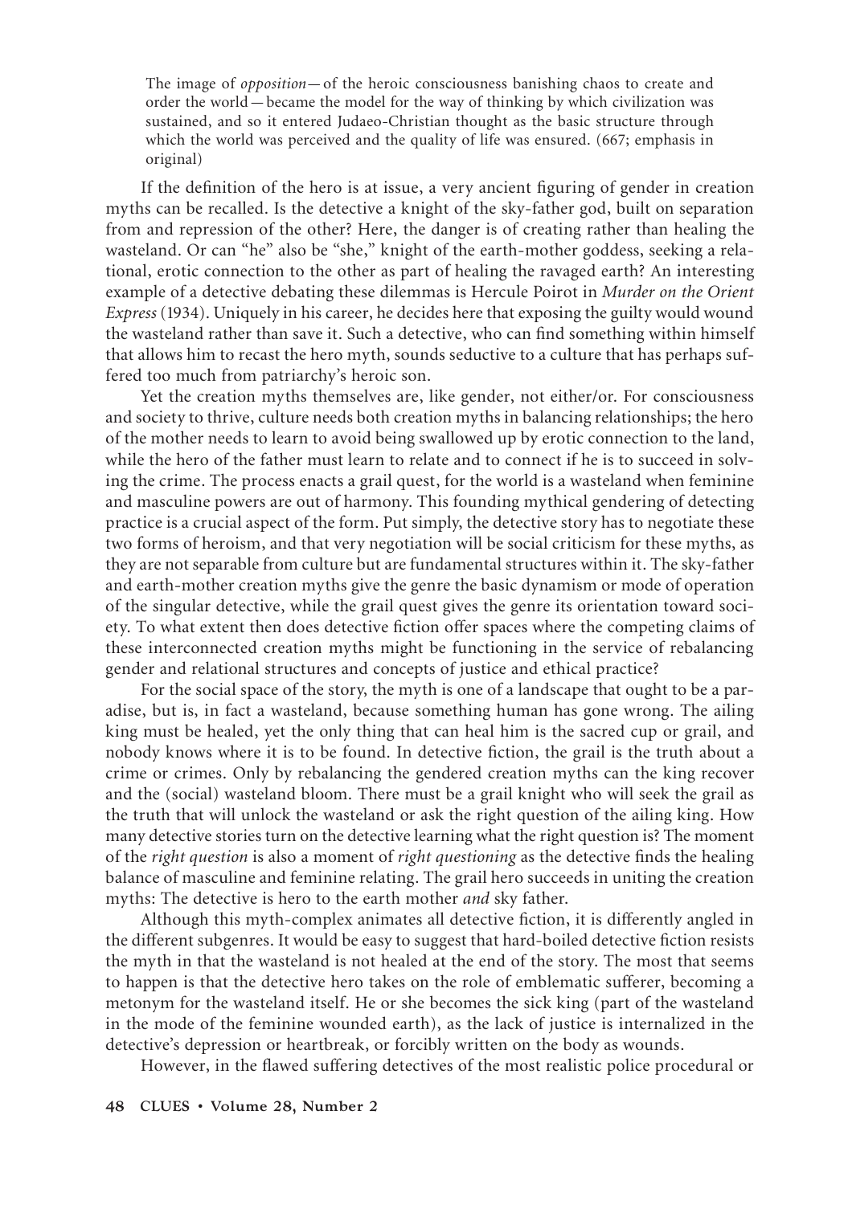> The image of *opposition*—of the heroic consciousness banishing chaos to create and order the world—became the model for the way of thinking by which civilization was sustained, and so it entered Judaeo-Christian thought as the basic structure through which the world was perceived and the quality of life was ensured. (667; emphasis in original)

If the definition of the hero is at issue, a very ancient figuring of gender in creation myths can be recalled. Is the detective a knight of the sky-father god, built on separation from and repression of the other? Here, the danger is of creating rather than healing the wasteland. Or can "he" also be "she," knight of the earth-mother goddess, seeking a relational, erotic connection to the other as part of healing the ravaged earth? An interesting example of a detective debating these dilemmas is Hercule Poirot in *Murder on the Orient Express* (1934). Uniquely in his career, he decides here that exposing the guilty would wound the wasteland rather than save it. Such a detective, who can find something within himself that allows him to recast the hero myth, sounds seductive to a culture that has perhaps suffered too much from patriarchy's heroic son.

Yet the creation myths themselves are, like gender, not either/or. For consciousness and society to thrive, culture needs both creation myths in balancing relationships; the hero of the mother needs to learn to avoid being swallowed up by erotic connection to the land, while the hero of the father must learn to relate and to connect if he is to succeed in solving the crime. The process enacts a grail quest, for the world is a wasteland when feminine and masculine powers are out of harmony. This founding mythical gendering of detecting practice is a crucial aspect of the form. Put simply, the detective story has to negotiate these two forms of heroism, and that very negotiation will be social criticism for these myths, as they are not separable from culture but are fundamental structures within it. The sky-father and earth-mother creation myths give the genre the basic dynamism or mode of operation of the singular detective, while the grail quest gives the genre its orientation toward society. To what extent then does detective fiction offer spaces where the competing claims of these interconnected creation myths might be functioning in the service of rebalancing gender and relational structures and concepts of justice and ethical practice?

For the social space of the story, the myth is one of a landscape that ought to be a paradise, but is, in fact a wasteland, because something human has gone wrong. The ailing king must be healed, yet the only thing that can heal him is the sacred cup or grail, and nobody knows where it is to be found. In detective fiction, the grail is the truth about a crime or crimes. Only by rebalancing the gendered creation myths can the king recover and the (social) wasteland bloom. There must be a grail knight who will seek the grail as the truth that will unlock the wasteland or ask the right question of the ailing king. How many detective stories turn on the detective learning what the right question is? The moment of the *right question* is also a moment of *right questioning* as the detective finds the healing balance of masculine and feminine relating. The grail hero succeeds in uniting the creation myths: The detective is hero to the earth mother *and* sky father.

Although this myth-complex animates all detective fiction, it is differently angled in the different subgenres. It would be easy to suggest that hard-boiled detective fiction resists the myth in that the wasteland is not healed at the end of the story. The most that seems to happen is that the detective hero takes on the role of emblematic sufferer, becoming a metonym for the wasteland itself. He or she becomes the sick king (part of the wasteland in the mode of the feminine wounded earth), as the lack of justice is internalized in the detective's depression or heartbreak, or forcibly written on the body as wounds.

However, in the flawed suffering detectives of the most realistic police procedural or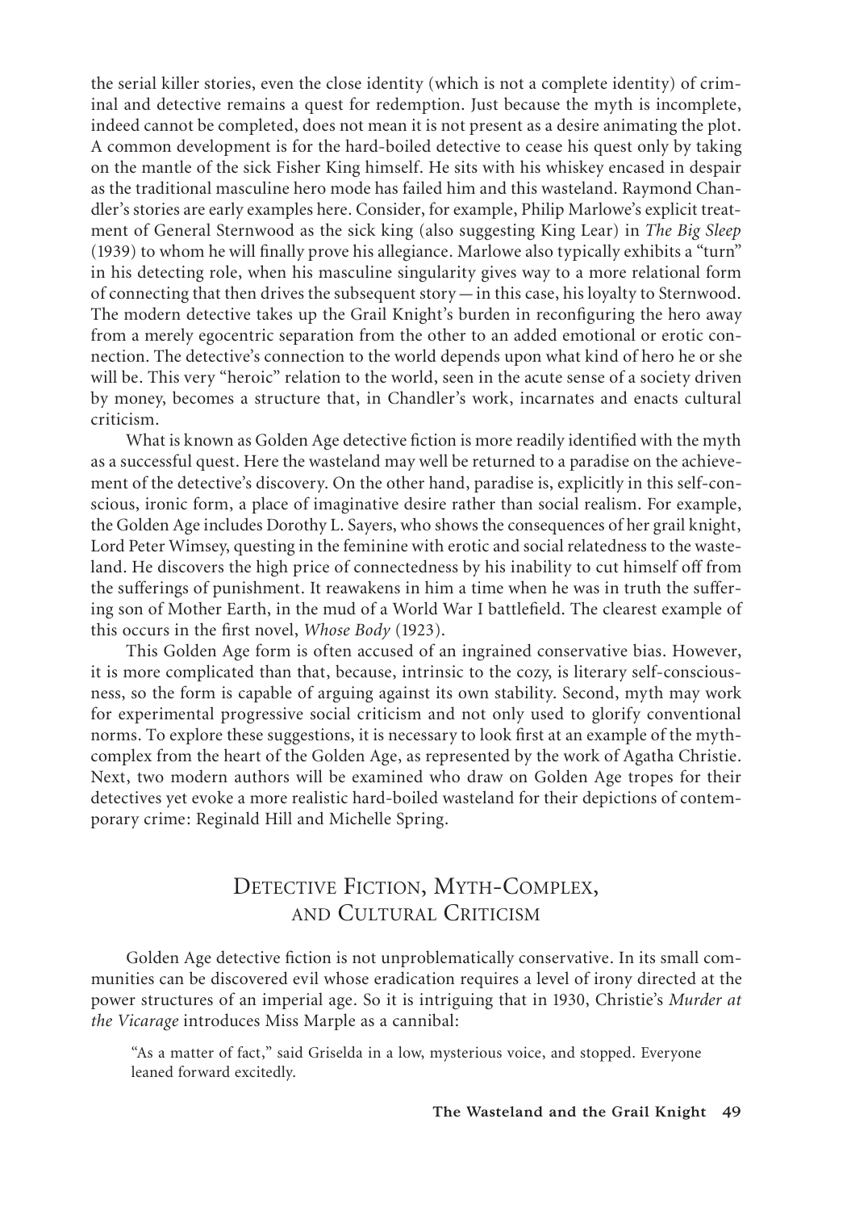the serial killer stories, even the close identity (which is not a complete identity) of criminal and detective remains a quest for redemption. Just because the myth is incomplete, indeed cannot be completed, does not mean it is not present as a desire animating the plot. A common development is for the hard-boiled detective to cease his quest only by taking on the mantle of the sick Fisher King himself. He sits with his whiskey encased in despair as the traditional masculine hero mode has failed him and this wasteland. Raymond Chandler's stories are early examples here. Consider, for example, Philip Marlowe's explicit treatment of General Sternwood as the sick king (also suggesting King Lear) in *The Big Sleep* (1939) to whom he will finally prove his allegiance. Marlowe also typically exhibits a "turn" in his detecting role, when his masculine singularity gives way to a more relational form of connecting that then drives the subsequent story — in this case, his loyalty to Sternwood. The modern detective takes up the Grail Knight's burden in reconfiguring the hero away from a merely egocentric separation from the other to an added emotional or erotic connection. The detective's connection to the world depends upon what kind of hero he or she will be. This very "heroic" relation to the world, seen in the acute sense of a society driven by money, becomes a structure that, in Chandler's work, incarnates and enacts cultural criticism.

What is known as Golden Age detective fiction is more readily identified with the myth as a successful quest. Here the wasteland may well be returned to a paradise on the achievement of the detective's discovery. On the other hand, paradise is, explicitly in this self-conscious, ironic form, a place of imaginative desire rather than social realism. For example, the Golden Age includes Dorothy L. Sayers, who shows the consequences of her grail knight, Lord Peter Wimsey, questing in the feminine with erotic and social relatedness to the wasteland. He discovers the high price of connectedness by his inability to cut himself off from the sufferings of punishment. It reawakens in him a time when he was in truth the suffering son of Mother Earth, in the mud of a World War I battlefield. The clearest example of this occurs in the first novel, *Whose Body* (1923).

This Golden Age form is often accused of an ingrained conservative bias. However, it is more complicated than that, because, intrinsic to the cozy, is literary self-consciousness, so the form is capable of arguing against its own stability. Second, myth may work for experimental progressive social criticism and not only used to glorify conventional norms. To explore these suggestions, it is necessary to look first at an example of the myth-complex from the heart of the Golden Age, as represented by the work of Agatha Christie. Next, two modern authors will be examined who draw on Golden Age tropes for their detectives yet evoke a more realistic hard-boiled wasteland for their depictions of contemporary crime: Reginald Hill and Michelle Spring.

## Detective Fiction, Myth-Complex, and Cultural Criticism

Golden Age detective fiction is not unproblematically conservative. In its small communities can be discovered evil whose eradication requires a level of irony directed at the power structures of an imperial age. So it is intriguing that in 1930, Christie's *Murder at the Vicarage* introduces Miss Marple as a cannibal:

> "As a matter of fact," said Griselda in a low, mysterious voice, and stopped. Everyone leaned forward excitedly.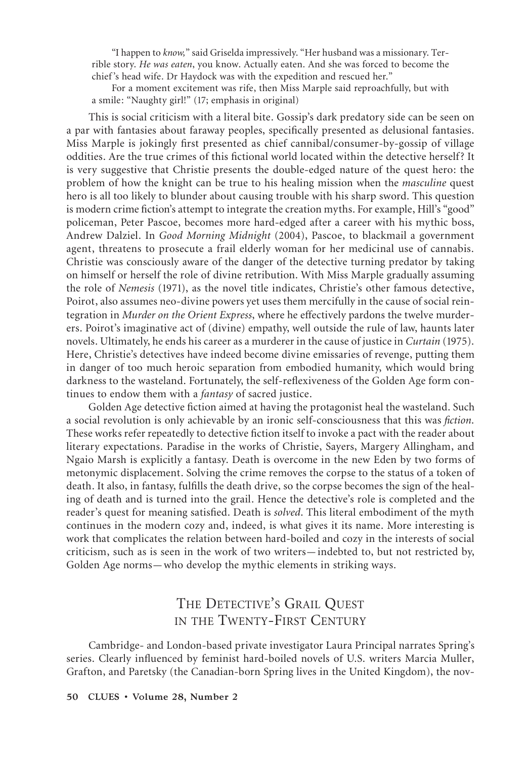> "I happen to *know*," said Griselda impressively. "Her husband was a missionary. Terrible story. *He was eaten*, you know. Actually eaten. And she was forced to become the chief's head wife. Dr Haydock was with the expedition and rescued her."
>
> For a moment excitement was rife, then Miss Marple said reproachfully, but with a smile: "Naughty girl!" (17; emphasis in original)

This is social criticism with a literal bite. Gossip's dark predatory side can be seen on a par with fantasies about faraway peoples, specifically presented as delusional fantasies. Miss Marple is jokingly first presented as chief cannibal/consumer-by-gossip of village oddities. Are the true crimes of this fictional world located within the detective herself? It is very suggestive that Christie presents the double-edged nature of the quest hero: the problem of how the knight can be true to his healing mission when the *masculine* quest hero is all too likely to blunder about causing trouble with his sharp sword. This question is modern crime fiction's attempt to integrate the creation myths. For example, Hill's "good" policeman, Peter Pascoe, becomes more hard-edged after a career with his mythic boss, Andrew Dalziel. In *Good Morning Midnight* (2004), Pascoe, to blackmail a government agent, threatens to prosecute a frail elderly woman for her medicinal use of cannabis. Christie was consciously aware of the danger of the detective turning predator by taking on himself or herself the role of divine retribution. With Miss Marple gradually assuming the role of *Nemesis* (1971), as the novel title indicates, Christie's other famous detective, Poirot, also assumes neo-divine powers yet uses them mercifully in the cause of social reintegration in *Murder on the Orient Express*, where he effectively pardons the twelve murderers. Poirot's imaginative act of (divine) empathy, well outside the rule of law, haunts later novels. Ultimately, he ends his career as a murderer in the cause of justice in *Curtain* (1975). Here, Christie's detectives have indeed become divine emissaries of revenge, putting them in danger of too much heroic separation from embodied humanity, which would bring darkness to the wasteland. Fortunately, the self-reflexiveness of the Golden Age form continues to endow them with a *fantasy* of sacred justice.

Golden Age detective fiction aimed at having the protagonist heal the wasteland. Such a social revolution is only achievable by an ironic self-consciousness that this was *fiction*. These works refer repeatedly to detective fiction itself to invoke a pact with the reader about literary expectations. Paradise in the works of Christie, Sayers, Margery Allingham, and Ngaio Marsh is explicitly a fantasy. Death is overcome in the new Eden by two forms of metonymic displacement. Solving the crime removes the corpse to the status of a token of death. It also, in fantasy, fulfills the death drive, so the corpse becomes the sign of the healing of death and is turned into the grail. Hence the detective's role is completed and the reader's quest for meaning satisfied. Death is *solved*. This literal embodiment of the myth continues in the modern cozy and, indeed, is what gives it its name. More interesting is work that complicates the relation between hard-boiled and cozy in the interests of social criticism, such as is seen in the work of two writers—indebted to, but not restricted by, Golden Age norms—who develop the mythic elements in striking ways.

## The Detective's Grail Quest in the Twenty-First Century

Cambridge- and London-based private investigator Laura Principal narrates Spring's series. Clearly influenced by feminist hard-boiled novels of U.S. writers Marcia Muller, Grafton, and Paretsky (the Canadian-born Spring lives in the United Kingdom), the nov-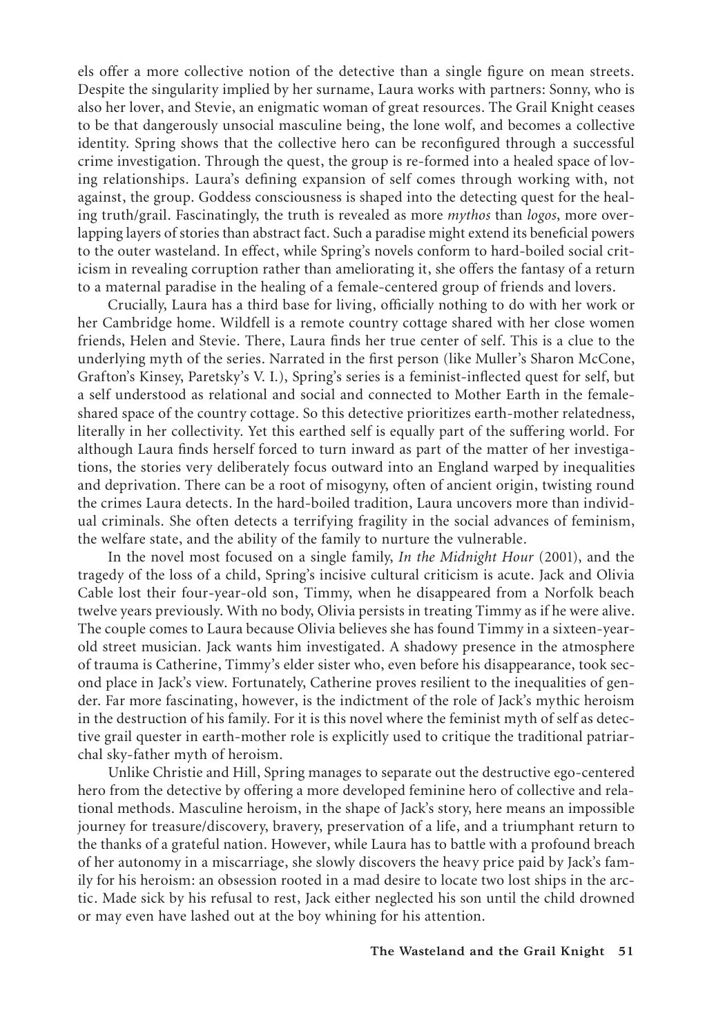els offer a more collective notion of the detective than a single figure on mean streets. Despite the singularity implied by her surname, Laura works with partners: Sonny, who is also her lover, and Stevie, an enigmatic woman of great resources. The Grail Knight ceases to be that dangerously unsocial masculine being, the lone wolf, and becomes a collective identity. Spring shows that the collective hero can be reconfigured through a successful crime investigation. Through the quest, the group is re-formed into a healed space of loving relationships. Laura's defining expansion of self comes through working with, not against, the group. Goddess consciousness is shaped into the detecting quest for the healing truth/grail. Fascinatingly, the truth is revealed as more *mythos* than *logos*, more overlapping layers of stories than abstract fact. Such a paradise might extend its beneficial powers to the outer wasteland. In effect, while Spring's novels conform to hard-boiled social criticism in revealing corruption rather than ameliorating it, she offers the fantasy of a return to a maternal paradise in the healing of a female-centered group of friends and lovers.

Crucially, Laura has a third base for living, officially nothing to do with her work or her Cambridge home. Wildfell is a remote country cottage shared with her close women friends, Helen and Stevie. There, Laura finds her true center of self. This is a clue to the underlying myth of the series. Narrated in the first person (like Muller's Sharon McCone, Grafton's Kinsey, Paretsky's V. I.), Spring's series is a feminist-inflected quest for self, but a self understood as relational and social and connected to Mother Earth in the female-shared space of the country cottage. So this detective prioritizes earth-mother relatedness, literally in her collectivity. Yet this earthed self is equally part of the suffering world. For although Laura finds herself forced to turn inward as part of the matter of her investigations, the stories very deliberately focus outward into an England warped by inequalities and deprivation. There can be a root of misogyny, often of ancient origin, twisting round the crimes Laura detects. In the hard-boiled tradition, Laura uncovers more than individual criminals. She often detects a terrifying fragility in the social advances of feminism, the welfare state, and the ability of the family to nurture the vulnerable.

In the novel most focused on a single family, *In the Midnight Hour* (2001), and the tragedy of the loss of a child, Spring's incisive cultural criticism is acute. Jack and Olivia Cable lost their four-year-old son, Timmy, when he disappeared from a Norfolk beach twelve years previously. With no body, Olivia persists in treating Timmy as if he were alive. The couple comes to Laura because Olivia believes she has found Timmy in a sixteen-year-old street musician. Jack wants him investigated. A shadowy presence in the atmosphere of trauma is Catherine, Timmy's elder sister who, even before his disappearance, took second place in Jack's view. Fortunately, Catherine proves resilient to the inequalities of gender. Far more fascinating, however, is the indictment of the role of Jack's mythic heroism in the destruction of his family. For it is this novel where the feminist myth of self as detective grail quester in earth-mother role is explicitly used to critique the traditional patriarchal sky-father myth of heroism.

Unlike Christie and Hill, Spring manages to separate out the destructive ego-centered hero from the detective by offering a more developed feminine hero of collective and relational methods. Masculine heroism, in the shape of Jack's story, here means an impossible journey for treasure/discovery, bravery, preservation of a life, and a triumphant return to the thanks of a grateful nation. However, while Laura has to battle with a profound breach of her autonomy in a miscarriage, she slowly discovers the heavy price paid by Jack's family for his heroism: an obsession rooted in a mad desire to locate two lost ships in the arctic. Made sick by his refusal to rest, Jack either neglected his son until the child drowned or may even have lashed out at the boy whining for his attention.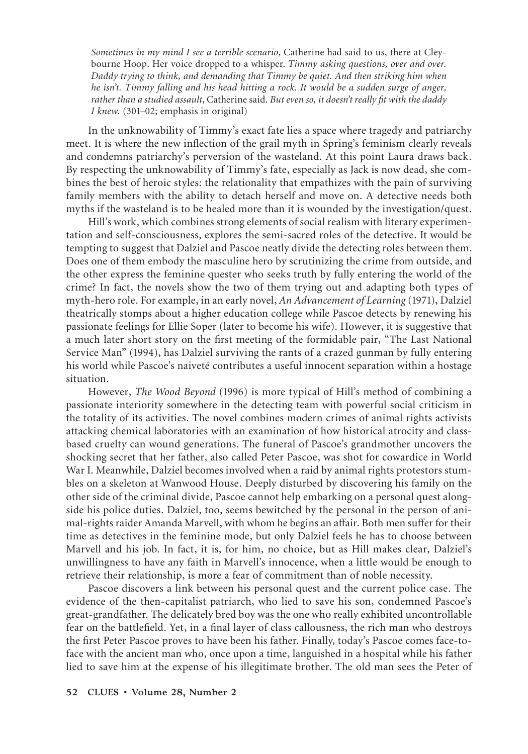*Sometimes in my mind I see a terrible scenario*, Catherine had said to us, there at Cleybourne Hoop. Her voice dropped to a whisper. *Timmy asking questions, over and over. Daddy trying to think, and demanding that Timmy be quiet. And then striking him when he isn't. Timmy falling and his head hitting a rock. It would be a sudden surge of anger, rather than a studied assault*, Catherine said. *But even so, it doesn't really fit with the daddy I knew.* (301–02; emphasis in original)

In the unknowability of Timmy's exact fate lies a space where tragedy and patriarchy meet. It is where the new inflection of the grail myth in Spring's feminism clearly reveals and condemns patriarchy's perversion of the wasteland. At this point Laura draws back. By respecting the unknowability of Timmy's fate, especially as Jack is now dead, she combines the best of heroic styles: the relationality that empathizes with the pain of surviving family members with the ability to detach herself and move on. A detective needs both myths if the wasteland is to be healed more than it is wounded by the investigation/quest.

Hill's work, which combines strong elements of social realism with literary experimentation and self-consciousness, explores the semi-sacred roles of the detective. It would be tempting to suggest that Dalziel and Pascoe neatly divide the detecting roles between them. Does one of them embody the masculine hero by scrutinizing the crime from outside, and the other express the feminine quester who seeks truth by fully entering the world of the crime? In fact, the novels show the two of them trying out and adapting both types of myth-hero role. For example, in an early novel, *An Advancement of Learning* (1971), Dalziel theatrically stomps about a higher education college while Pascoe detects by renewing his passionate feelings for Ellie Soper (later to become his wife). However, it is suggestive that a much later short story on the first meeting of the formidable pair, "The Last National Service Man" (1994), has Dalziel surviving the rants of a crazed gunman by fully entering his world while Pascoe's naiveté contributes a useful innocent separation within a hostage situation.

However, *The Wood Beyond* (1996) is more typical of Hill's method of combining a passionate interiority somewhere in the detecting team with powerful social criticism in the totality of its activities. The novel combines modern crimes of animal rights activists attacking chemical laboratories with an examination of how historical atrocity and class-based cruelty can wound generations. The funeral of Pascoe's grandmother uncovers the shocking secret that her father, also called Peter Pascoe, was shot for cowardice in World War I. Meanwhile, Dalziel becomes involved when a raid by animal rights protestors stumbles on a skeleton at Wanwood House. Deeply disturbed by discovering his family on the other side of the criminal divide, Pascoe cannot help embarking on a personal quest alongside his police duties. Dalziel, too, seems bewitched by the personal in the person of animal-rights raider Amanda Marvell, with whom he begins an affair. Both men suffer for their time as detectives in the feminine mode, but only Dalziel feels he has to choose between Marvell and his job. In fact, it is, for him, no choice, but as Hill makes clear, Dalziel's unwillingness to have any faith in Marvell's innocence, when a little would be enough to retrieve their relationship, is more a fear of commitment than of noble necessity.

Pascoe discovers a link between his personal quest and the current police case. The evidence of the then-capitalist patriarch, who lied to save his son, condemned Pascoe's great-grandfather. The delicately bred boy was the one who really exhibited uncontrollable fear on the battlefield. Yet, in a final layer of class callousness, the rich man who destroys the first Peter Pascoe proves to have been his father. Finally, today's Pascoe comes face-to-face with the ancient man who, once upon a time, languished in a hospital while his father lied to save him at the expense of his illegitimate brother. The old man sees the Peter of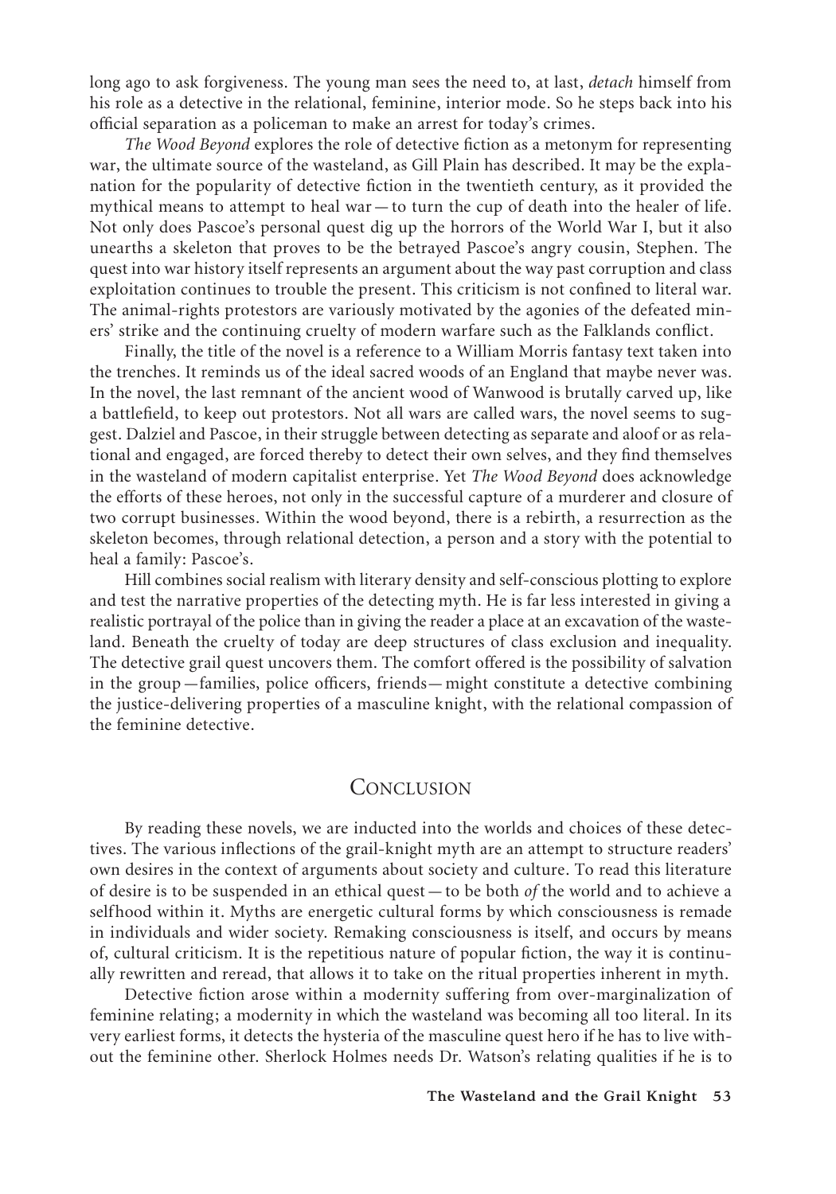long ago to ask forgiveness. The young man sees the need to, at last, *detach* himself from his role as a detective in the relational, feminine, interior mode. So he steps back into his official separation as a policeman to make an arrest for today's crimes.

*The Wood Beyond* explores the role of detective fiction as a metonym for representing war, the ultimate source of the wasteland, as Gill Plain has described. It may be the explanation for the popularity of detective fiction in the twentieth century, as it provided the mythical means to attempt to heal war—to turn the cup of death into the healer of life. Not only does Pascoe's personal quest dig up the horrors of the World War I, but it also unearths a skeleton that proves to be the betrayed Pascoe's angry cousin, Stephen. The quest into war history itself represents an argument about the way past corruption and class exploitation continues to trouble the present. This criticism is not confined to literal war. The animal-rights protestors are variously motivated by the agonies of the defeated miners' strike and the continuing cruelty of modern warfare such as the Falklands conflict.

Finally, the title of the novel is a reference to a William Morris fantasy text taken into the trenches. It reminds us of the ideal sacred woods of an England that maybe never was. In the novel, the last remnant of the ancient wood of Wanwood is brutally carved up, like a battlefield, to keep out protestors. Not all wars are called wars, the novel seems to suggest. Dalziel and Pascoe, in their struggle between detecting as separate and aloof or as relational and engaged, are forced thereby to detect their own selves, and they find themselves in the wasteland of modern capitalist enterprise. Yet *The Wood Beyond* does acknowledge the efforts of these heroes, not only in the successful capture of a murderer and closure of two corrupt businesses. Within the wood beyond, there is a rebirth, a resurrection as the skeleton becomes, through relational detection, a person and a story with the potential to heal a family: Pascoe's.

Hill combines social realism with literary density and self-conscious plotting to explore and test the narrative properties of the detecting myth. He is far less interested in giving a realistic portrayal of the police than in giving the reader a place at an excavation of the wasteland. Beneath the cruelty of today are deep structures of class exclusion and inequality. The detective grail quest uncovers them. The comfort offered is the possibility of salvation in the group—families, police officers, friends—might constitute a detective combining the justice-delivering properties of a masculine knight, with the relational compassion of the feminine detective.

## Conclusion

By reading these novels, we are inducted into the worlds and choices of these detectives. The various inflections of the grail-knight myth are an attempt to structure readers' own desires in the context of arguments about society and culture. To read this literature of desire is to be suspended in an ethical quest—to be both *of* the world and to achieve a selfhood within it. Myths are energetic cultural forms by which consciousness is remade in individuals and wider society. Remaking consciousness is itself, and occurs by means of, cultural criticism. It is the repetitious nature of popular fiction, the way it is continually rewritten and reread, that allows it to take on the ritual properties inherent in myth.

Detective fiction arose within a modernity suffering from over-marginalization of feminine relating; a modernity in which the wasteland was becoming all too literal. In its very earliest forms, it detects the hysteria of the masculine quest hero if he has to live without the feminine other. Sherlock Holmes needs Dr. Watson's relating qualities if he is to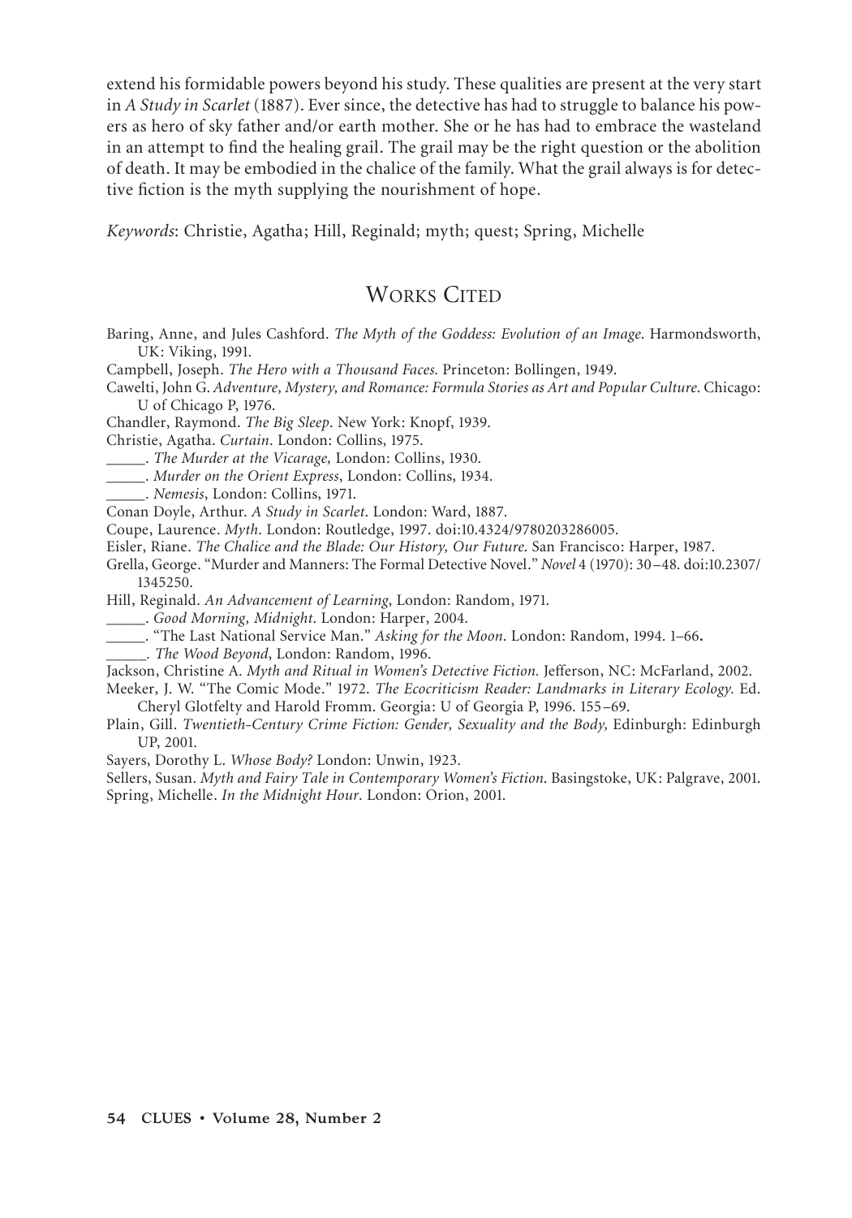extend his formidable powers beyond his study. These qualities are present at the very start in *A Study in Scarlet* (1887). Ever since, the detective has had to struggle to balance his powers as hero of sky father and/or earth mother. She or he has had to embrace the wasteland in an attempt to find the healing grail. The grail may be the right question or the abolition of death. It may be embodied in the chalice of the family. What the grail always is for detective fiction is the myth supplying the nourishment of hope.

*Keywords*: Christie, Agatha; Hill, Reginald; myth; quest; Spring, Michelle

## Works Cited

Baring, Anne, and Jules Cashford. *The Myth of the Goddess: Evolution of an Image*. Harmondsworth, UK: Viking, 1991.

Campbell, Joseph. *The Hero with a Thousand Faces*. Princeton: Bollingen, 1949.

Cawelti, John G. *Adventure, Mystery, and Romance: Formula Stories as Art and Popular Culture*. Chicago: U of Chicago P, 1976.

Chandler, Raymond. *The Big Sleep*. New York: Knopf, 1939.

Christie, Agatha. *Curtain*. London: Collins, 1975.

_____. *The Murder at the Vicarage,* London: Collins, 1930.

_____. *Murder on the Orient Express*, London: Collins, 1934.

_____. *Nemesis*, London: Collins, 1971.

Conan Doyle, Arthur. *A Study in Scarlet*. London: Ward, 1887.

Coupe, Laurence. *Myth*. London: Routledge, 1997. doi:10.4324/9780203286005.

Eisler, Riane. *The Chalice and the Blade: Our History, Our Future*. San Francisco: Harper, 1987.

Grella, George. "Murder and Manners: The Formal Detective Novel." *Novel* 4 (1970): 30–48. doi:10.2307/1345250.

Hill, Reginald. *An Advancement of Learning*, London: Random, 1971.

_____. *Good Morning, Midnight*. London: Harper, 2004.

_____. "The Last National Service Man." *Asking for the Moon*. London: Random, 1994. 1–66.

_____. *The Wood Beyond*, London: Random, 1996.

Jackson, Christine A. *Myth and Ritual in Women's Detective Fiction.* Jefferson, NC: McFarland, 2002.

Meeker, J. W. "The Comic Mode." 1972. *The Ecocriticism Reader: Landmarks in Literary Ecology.* Ed. Cheryl Glotfelty and Harold Fromm. Georgia: U of Georgia P, 1996. 155–69.

Plain, Gill. *Twentieth-Century Crime Fiction: Gender, Sexuality and the Body*, Edinburgh: Edinburgh UP, 2001.

Sayers, Dorothy L. *Whose Body?* London: Unwin, 1923.

Sellers, Susan. *Myth and Fairy Tale in Contemporary Women's Fiction*. Basingstoke, UK: Palgrave, 2001.

Spring, Michelle. *In the Midnight Hour*. London: Orion, 2001.